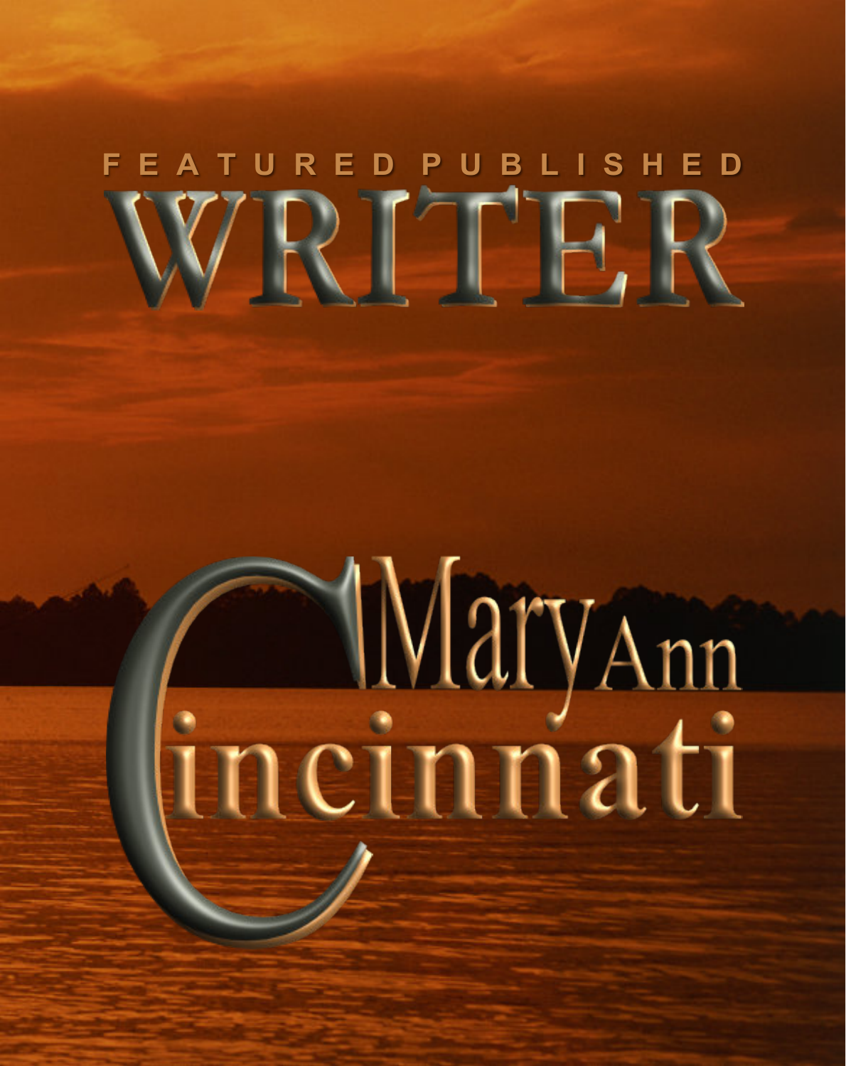FEATURED PUBLISHED

# WRITER

# Mary Ann Cincinnati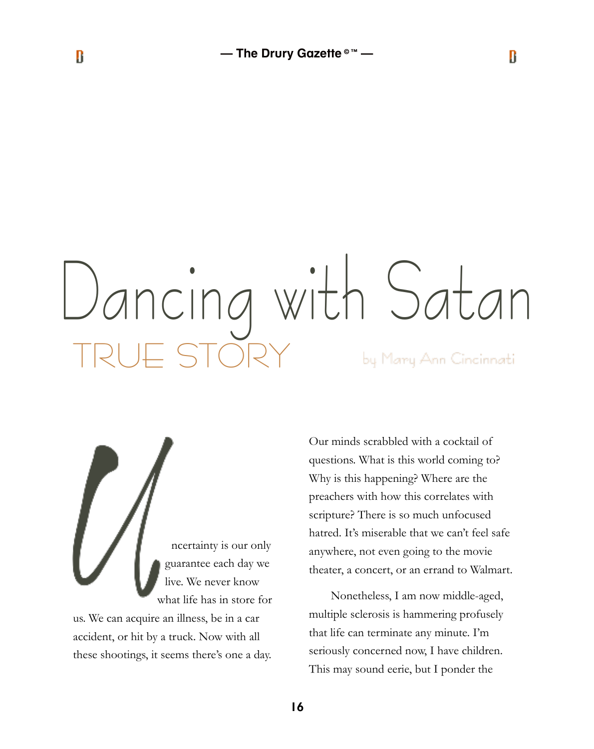# Dancing with Satan

## TRUE STORY

by Mary Ann Cincinnati

Uncertainty is our only guarantee each day we live. We never know what life has in store for us. We can acquire an illness, be in a car accident, or hit by a truck. Now with all these shootings, it seems there's one a day. Our minds scrabbled with a cocktail of questions. What is this world coming to? Why is this happening? Where are the preachers with how this correlates with scripture? There is so much unfocused hatred. It's miserable that we can't feel safe anywhere, not even going to the movie theater, a concert, or an errand to Walmart.

Nonetheless, I am now middle-aged, multiple sclerosis is hammering profusely that life can terminate any minute. I'm seriously concerned now, I have children. This may sound eerie, but I ponder the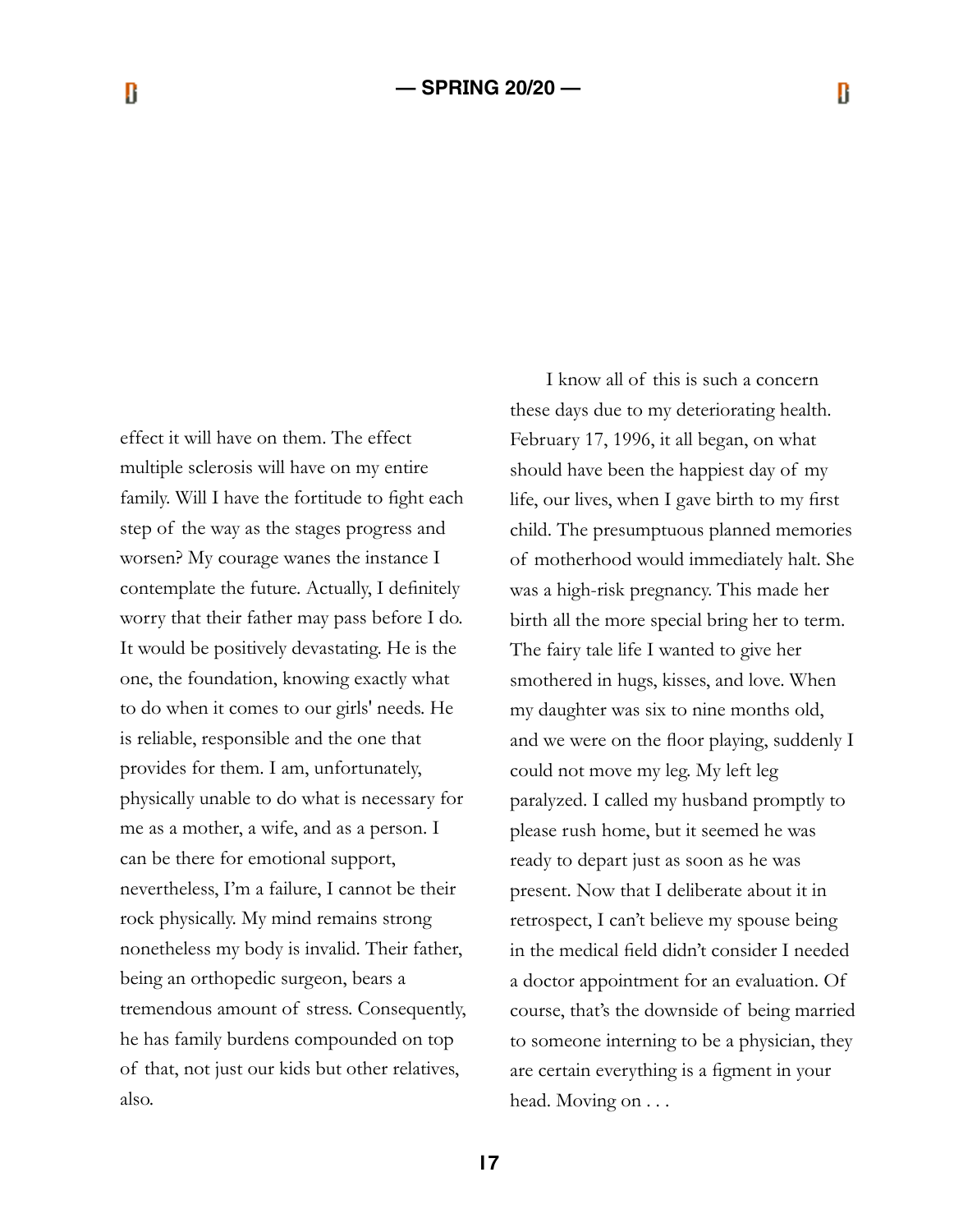effect it will have on them. The effect multiple sclerosis will have on my entire family. Will I have the fortitude to fight each step of the way as the stages progress and worsen? My courage wanes the instance I contemplate the future. Actually, I definitely worry that their father may pass before I do. It would be positively devastating. He is the one, the foundation, knowing exactly what to do when it comes to our girls' needs. He is reliable, responsible and the one that provides for them. I am, unfortunately, physically unable to do what is necessary for me as a mother, a wife, and as a person. I can be there for emotional support, nevertheless, I'm a failure, I cannot be their rock physically. My mind remains strong nonetheless my body is invalid. Their father, being an orthopedic surgeon, bears a tremendous amount of stress. Consequently, he has family burdens compounded on top of that, not just our kids but other relatives, also.

I know all of this is such a concern these days due to my deteriorating health. February 17, 1996, it all began, on what should have been the happiest day of my life, our lives, when I gave birth to my first child. The presumptuous planned memories of motherhood would immediately halt. She was a high-risk pregnancy. This made her birth all the more special bring her to term. The fairy tale life I wanted to give her smothered in hugs, kisses, and love. When my daughter was six to nine months old, and we were on the floor playing, suddenly I could not move my leg. My left leg paralyzed. I called my husband promptly to please rush home, but it seemed he was ready to depart just as soon as he was present. Now that I deliberate about it in retrospect, I can't believe my spouse being in the medical field didn't consider I needed a doctor appointment for an evaluation. Of course, that's the downside of being married to someone interning to be a physician, they are certain everything is a figment in your head. Moving on . . .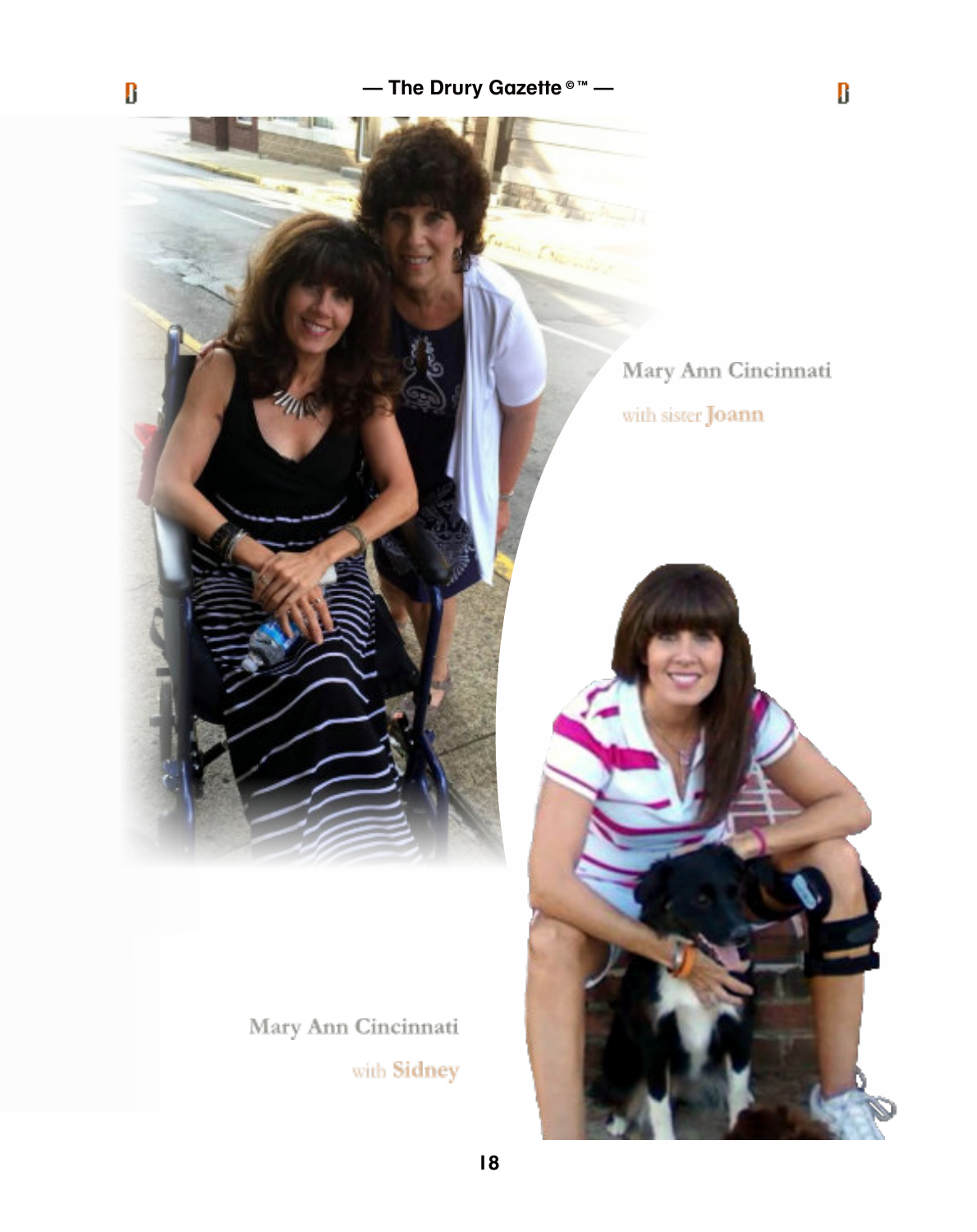Mary Ann Cincinnati

with sister **Joann**

Mary Ann Cincinnati

with **Sidney**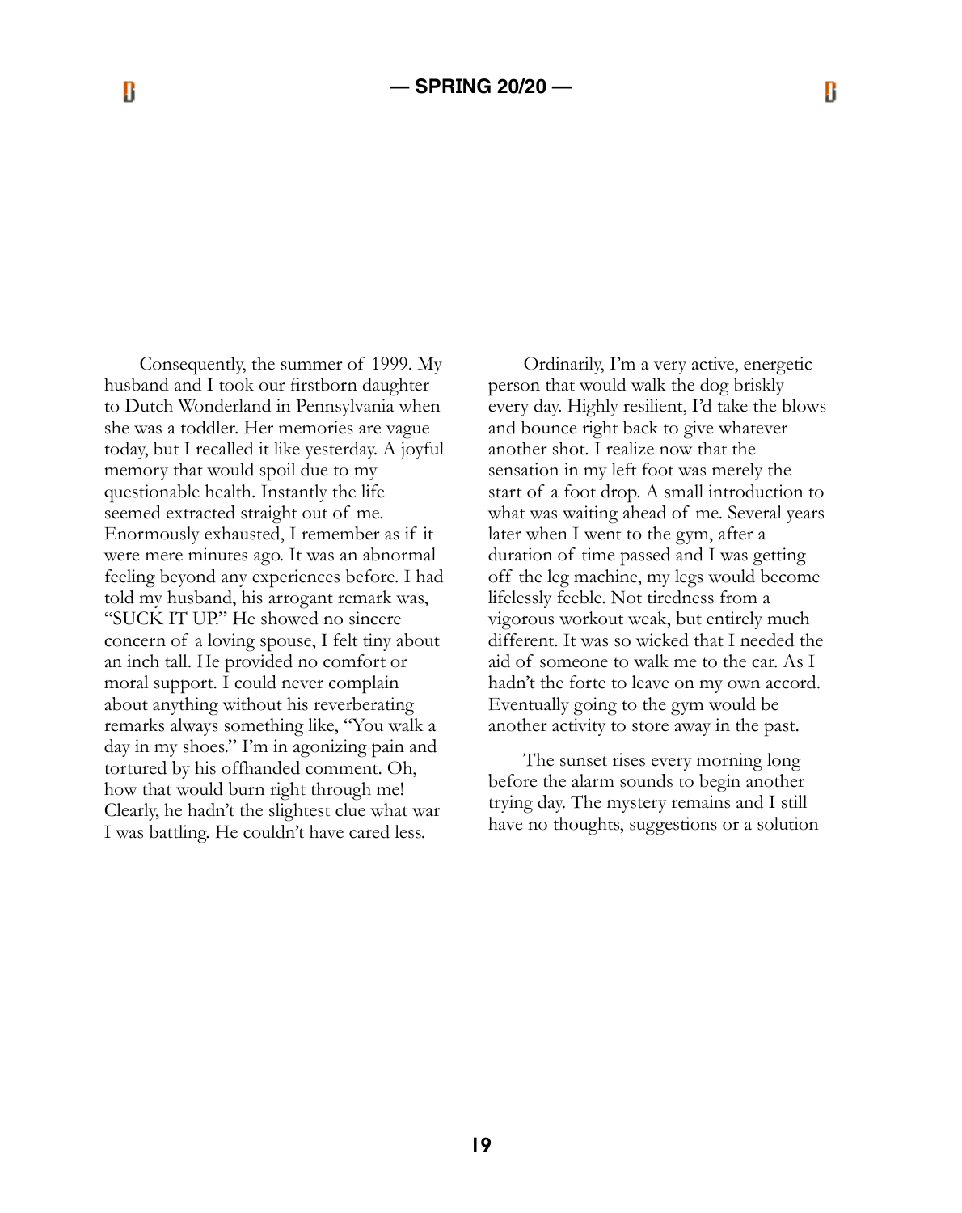Consequently, the summer of 1999. My husband and I took our firstborn daughter to Dutch Wonderland in Pennsylvania when she was a toddler. Her memories are vague today, but I recalled it like yesterday. A joyful memory that would spoil due to my questionable health. Instantly the life seemed extracted straight out of me. Enormously exhausted, I remember as if it were mere minutes ago. It was an abnormal feeling beyond any experiences before. I had told my husband, his arrogant remark was, "SUCK IT UP." He showed no sincere concern of a loving spouse, I felt tiny about an inch tall. He provided no comfort or moral support. I could never complain about anything without his reverberating remarks always something like, "You walk a day in my shoes." I'm in agonizing pain and tortured by his offhanded comment. Oh, how that would burn right through me! Clearly, he hadn't the slightest clue what war I was battling. He couldn't have cared less.

Ordinarily, I'm a very active, energetic person that would walk the dog briskly every day. Highly resilient, I'd take the blows and bounce right back to give whatever another shot. I realize now that the sensation in my left foot was merely the start of a foot drop. A small introduction to what was waiting ahead of me. Several years later when I went to the gym, after a duration of time passed and I was getting off the leg machine, my legs would become lifelessly feeble. Not tiredness from a vigorous workout weak, but entirely much different. It was so wicked that I needed the aid of someone to walk me to the car. As I hadn't the forte to leave on my own accord. Eventually going to the gym would be another activity to store away in the past.

The sunset rises every morning long before the alarm sounds to begin another trying day. The mystery remains and I still have no thoughts, suggestions or a solution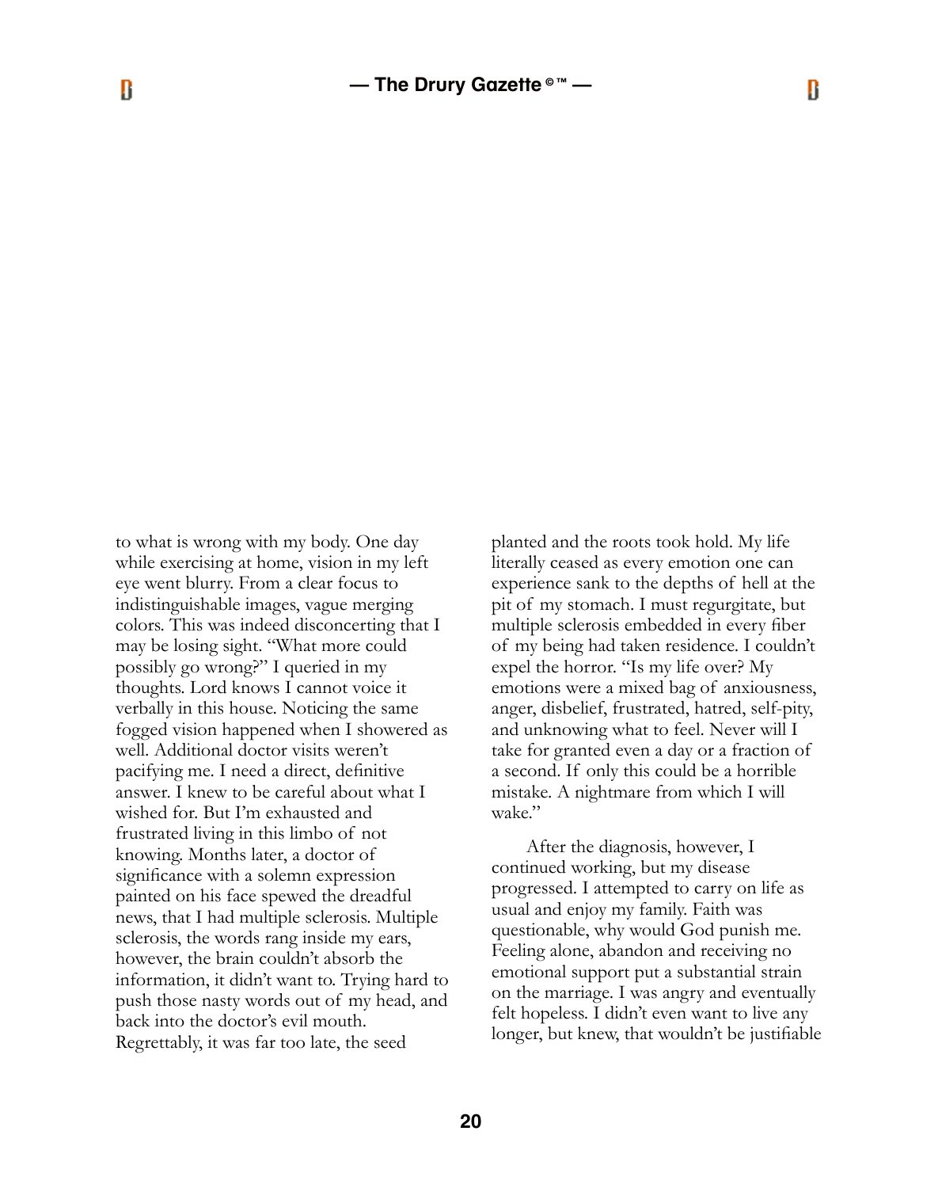to what is wrong with my body. One day while exercising at home, vision in my left eye went blurry. From a clear focus to indistinguishable images, vague merging colors. This was indeed disconcerting that I may be losing sight. "What more could possibly go wrong?" I queried in my thoughts. Lord knows I cannot voice it verbally in this house. Noticing the same fogged vision happened when I showered as well. Additional doctor visits weren't pacifying me. I need a direct, definitive answer. I knew to be careful about what I wished for. But I'm exhausted and frustrated living in this limbo of not knowing. Months later, a doctor of significance with a solemn expression painted on his face spewed the dreadful news, that I had multiple sclerosis. Multiple sclerosis, the words rang inside my ears, however, the brain couldn't absorb the information, it didn't want to. Trying hard to push those nasty words out of my head, and back into the doctor's evil mouth. Regrettably, it was far too late, the seed planted and the roots took hold. My life literally ceased as every emotion one can experience sank to the depths of hell at the pit of my stomach. I must regurgitate, but multiple sclerosis embedded in every fiber of my being had taken residence. I couldn't expel the horror. "Is my life over? My emotions were a mixed bag of anxiousness, anger, disbelief, frustrated, hatred, self-pity, and unknowing what to feel. Never will I take for granted even a day or a fraction of a second. If only this could be a horrible mistake. A nightmare from which I will wake."

After the diagnosis, however, I continued working, but my disease progressed. I attempted to carry on life as usual and enjoy my family. Faith was questionable, why would God punish me. Feeling alone, abandon and receiving no emotional support put a substantial strain on the marriage. I was angry and eventually felt hopeless. I didn't even want to live any longer, but knew, that wouldn't be justifiable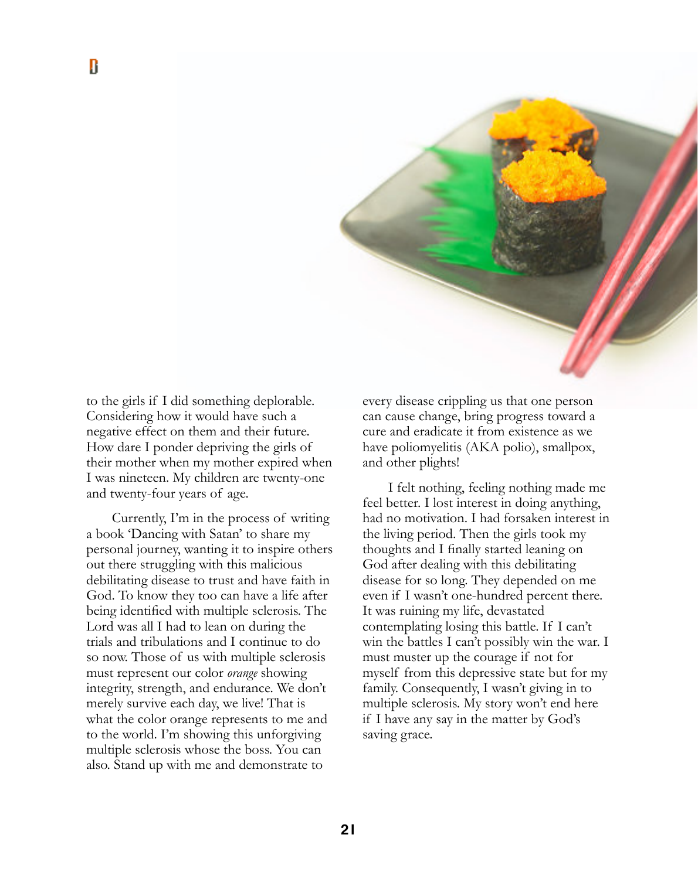to the girls if I did something deplorable. Considering how it would have such a negative effect on them and their future. How dare I ponder depriving the girls of their mother when my mother expired when I was nineteen. My children are twenty-one and twenty-four years of age.

Currently, I'm in the process of writing a book 'Dancing with Satan' to share my personal journey, wanting it to inspire others out there struggling with this malicious debilitating disease to trust and have faith in God. To know they too can have a life after being identified with multiple sclerosis. The Lord was all I had to lean on during the trials and tribulations and I continue to do so now. Those of us with multiple sclerosis must represent our color *orange* showing integrity, strength, and endurance. We don't merely survive each day, we live! That is what the color orange represents to me and to the world. I'm showing this unforgiving multiple sclerosis whose the boss. You can also. Stand up with me and demonstrate to every disease crippling us that one person can cause change, bring progress toward a cure and eradicate it from existence as we have poliomyelitis (AKA polio), smallpox, and other plights!

I felt nothing, feeling nothing made me feel better. I lost interest in doing anything, had no motivation. I had forsaken interest in the living period. Then the girls took my thoughts and I finally started leaning on God after dealing with this debilitating disease for so long. They depended on me even if I wasn't one-hundred percent there. It was ruining my life, devastated contemplating losing this battle. If I can't win the battles I can't possibly win the war. I must muster up the courage if not for myself from this depressive state but for my family. Consequently, I wasn't giving in to multiple sclerosis. My story won't end here if I have any say in the matter by God's saving grace.